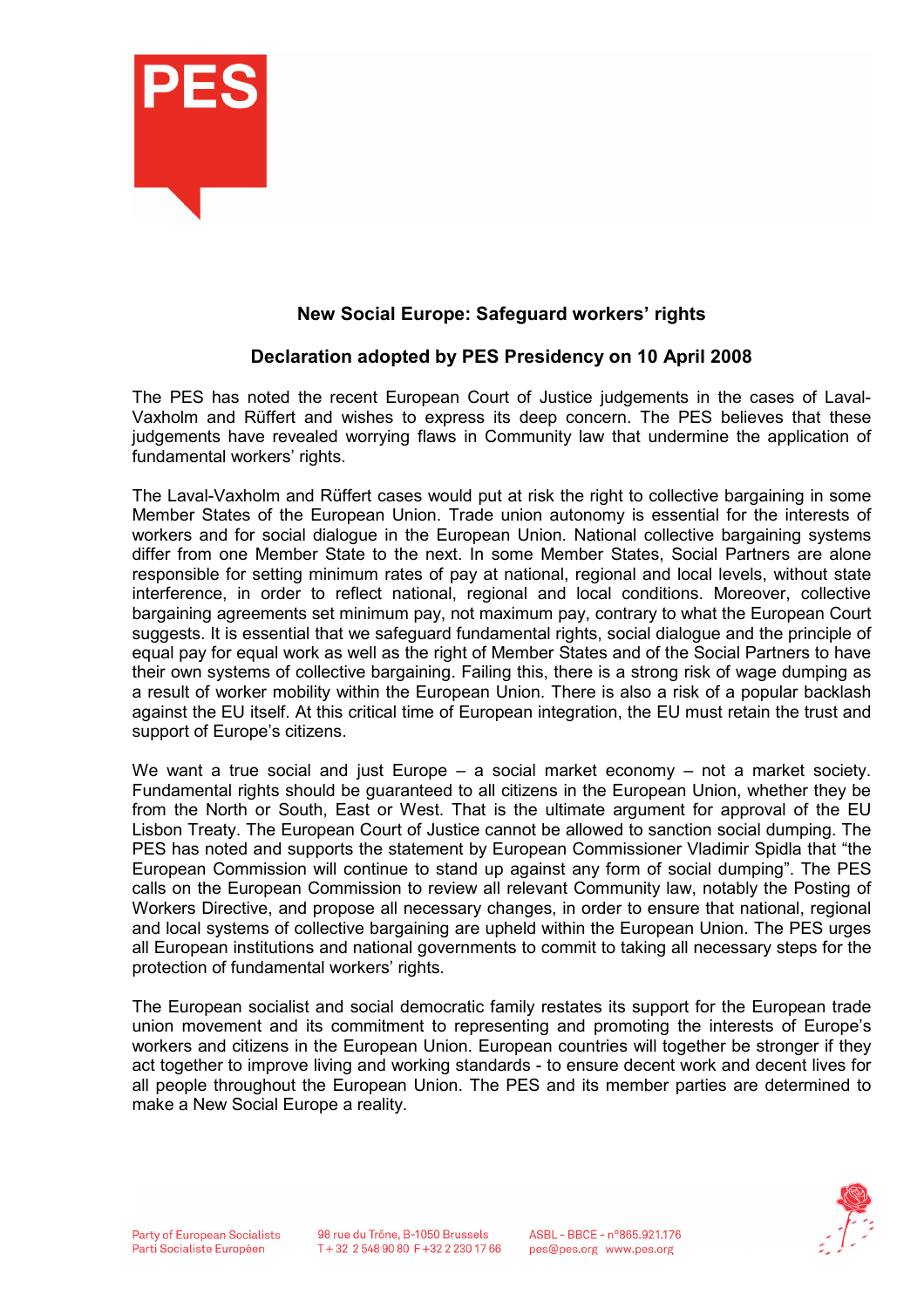PES

## New Social Europe: Safeguard workers' rights

## Declaration adopted by PES Presidency on 10 April 2008

The PES has noted the recent European Court of Justice judgements in the cases of Laval-Vaxholm and Rüffert and wishes to express its deep concern. The PES believes that these judgements have revealed worrying flaws in Community law that undermine the application of fundamental workers' rights.

The Laval-Vaxholm and Rüffert cases would put at risk the right to collective bargaining in some Member States of the European Union. Trade union autonomy is essential for the interests of workers and for social dialogue in the European Union. National collective bargaining systems differ from one Member State to the next. In some Member States, Social Partners are alone responsible for setting minimum rates of pay at national, regional and local levels, without state interference, in order to reflect national, regional and local conditions. Moreover, collective bargaining agreements set minimum pay, not maximum pay, contrary to what the European Court suggests. It is essential that we safeguard fundamental rights, social dialogue and the principle of equal pay for equal work as well as the right of Member States and of the Social Partners to have their own systems of collective bargaining. Failing this, there is a strong risk of wage dumping as a result of worker mobility within the European Union. There is also a risk of a popular backlash against the EU itself. At this critical time of European integration, the EU must retain the trust and support of Europe's citizens.

We want a true social and just Europe – a social market economy – not a market society. Fundamental rights should be guaranteed to all citizens in the European Union, whether they be from the North or South, East or West. That is the ultimate argument for approval of the EU Lisbon Treaty. The European Court of Justice cannot be allowed to sanction social dumping. The PES has noted and supports the statement by European Commissioner Vladimir Spidla that "the European Commission will continue to stand up against any form of social dumping". The PES calls on the European Commission to review all relevant Community law, notably the Posting of Workers Directive, and propose all necessary changes, in order to ensure that national, regional and local systems of collective bargaining are upheld within the European Union. The PES urges all European institutions and national governments to commit to taking all necessary steps for the protection of fundamental workers' rights.

The European socialist and social democratic family restates its support for the European trade union movement and its commitment to representing and promoting the interests of Europe's workers and citizens in the European Union. European countries will together be stronger if they act together to improve living and working standards - to ensure decent work and decent lives for all people throughout the European Union. The PES and its member parties are determined to make a New Social Europe a reality.